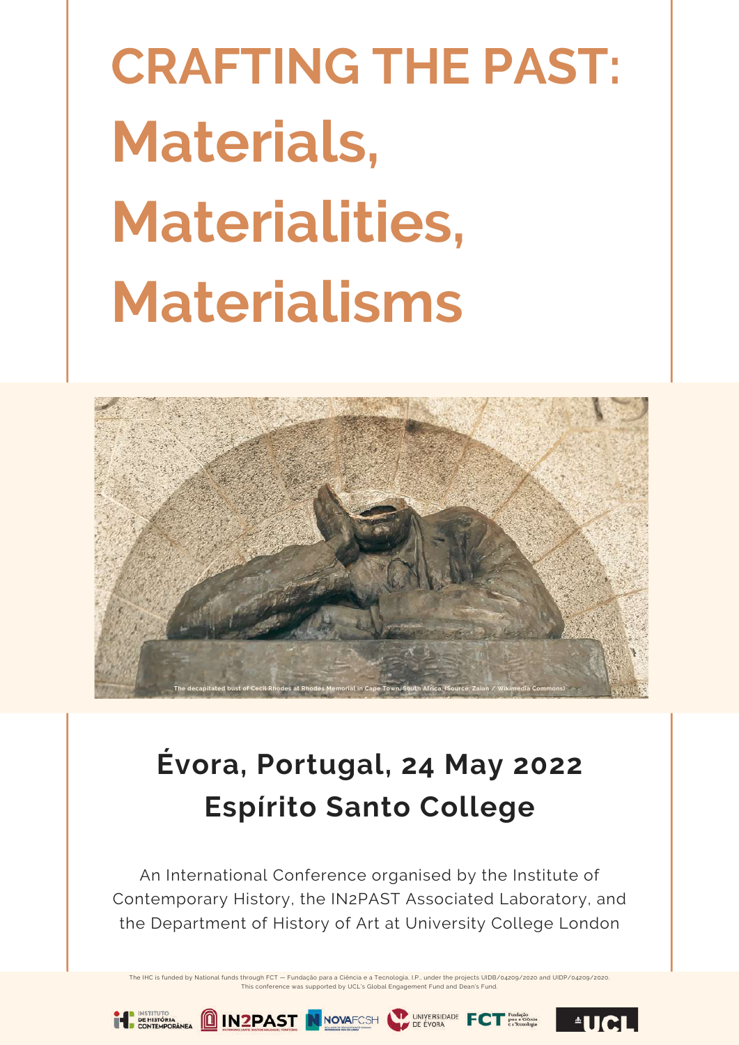# CRAFTING THE PAST: Materials, Materialities, Materialisms

The decapitated bust of Cecil Rhodes at Rhodes Memorial in Cape Town, South Africa. (Source: Zaian / Wikimedia Commons)

## Évora, Portugal, 24 May 2022
## Espírito Santo College

An International Conference organised by the Institute of Contemporary History, the IN2PAST Associated Laboratory, and the Department of History of Art at University College London

The IHC is funded by National funds through FCT — Fundação para a Ciência e a Tecnologia, I.P., under the projects UIDB/04209/2020 and UIDP/04209/2020. This conference was supported by UCL's Global Engagement Fund and Dean's Fund.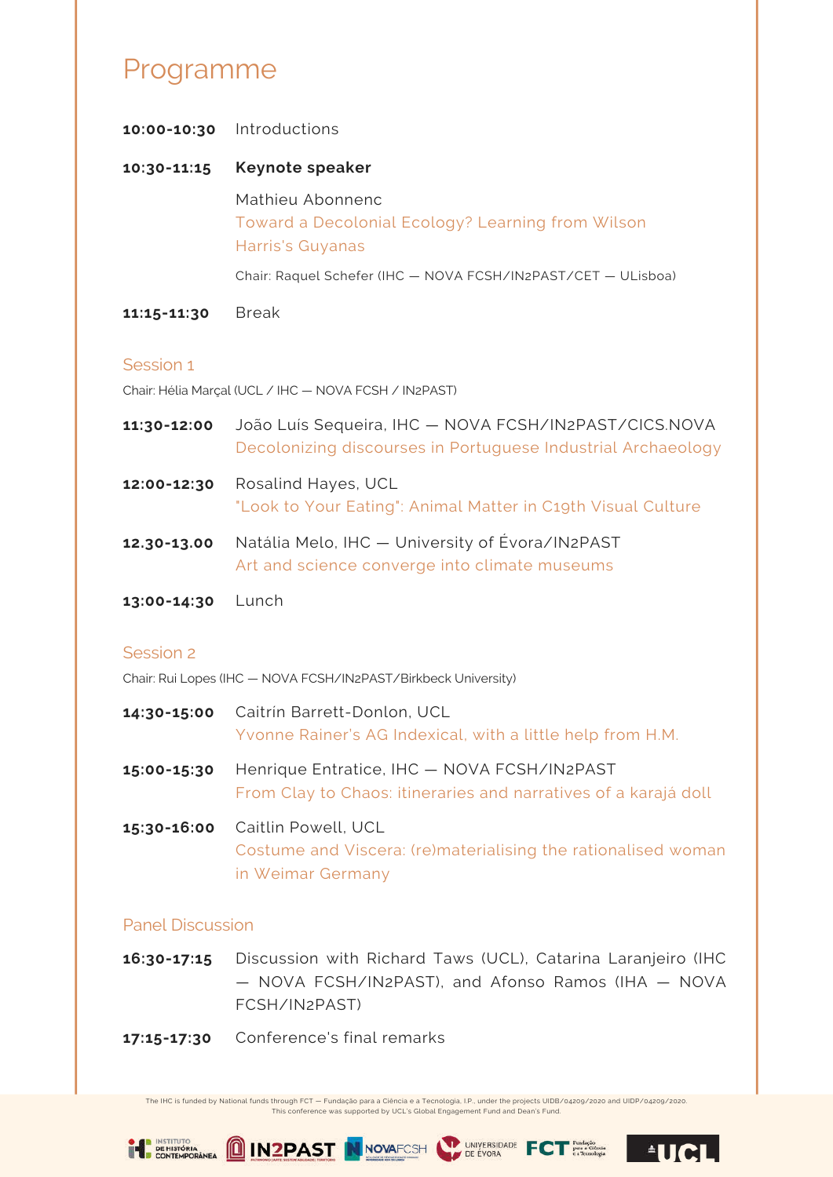# Programme

**10:00-10:30** Introductions

**10:30-11:15** **Keynote speaker**

Mathieu Abonnenc
Toward a Decolonial Ecology? Learning from Wilson Harris's Guyanas

Chair: Raquel Schefer (IHC — NOVA FCSH/IN2PAST/CET — ULisboa)

**11:15-11:30** Break

## Session 1

Chair: Hélia Marçal (UCL / IHC — NOVA FCSH / IN2PAST)

**11:30-12:00** João Luís Sequeira, IHC — NOVA FCSH/IN2PAST/CICS.NOVA
Decolonizing discourses in Portuguese Industrial Archaeology

**12:00-12:30** Rosalind Hayes, UCL
"Look to Your Eating": Animal Matter in C19th Visual Culture

**12.30-13.00** Natália Melo, IHC — University of Évora/IN2PAST
Art and science converge into climate museums

**13:00-14:30** Lunch

## Session 2

Chair: Rui Lopes (IHC — NOVA FCSH/IN2PAST/Birkbeck University)

**14:30-15:00** Caitrín Barrett-Donlon, UCL
Yvonne Rainer's AG Indexical, with a little help from H.M.

**15:00-15:30** Henrique Entratice, IHC — NOVA FCSH/IN2PAST
From Clay to Chaos: itineraries and narratives of a karajá doll

**15:30-16:00** Caitlin Powell, UCL
Costume and Viscera: (re)materialising the rationalised woman in Weimar Germany

## Panel Discussion

**16:30-17:15** Discussion with Richard Taws (UCL), Catarina Laranjeiro (IHC — NOVA FCSH/IN2PAST), and Afonso Ramos (IHA — NOVA FCSH/IN2PAST)

**17:15-17:30** Conference's final remarks

The IHC is funded by National funds through FCT — Fundação para a Ciência e a Tecnologia, I.P., under the projects UIDB/04209/2020 and UIDP/04209/2020.
This conference was supported by UCL's Global Engagement Fund and Dean's Fund.